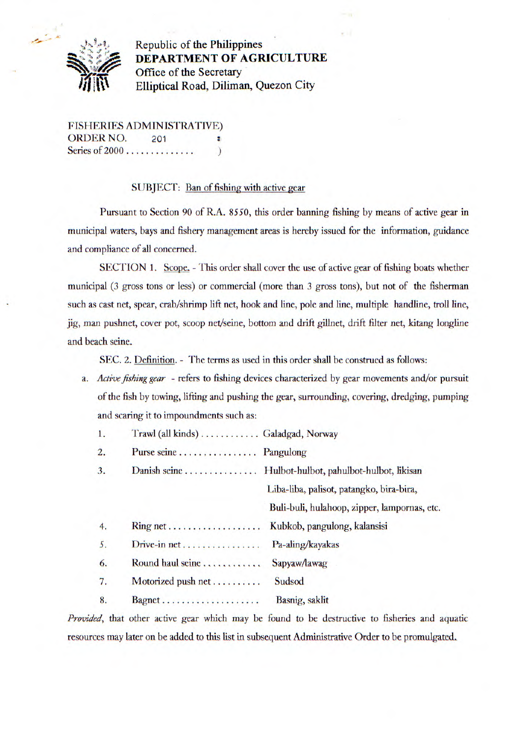Republic of the Philippines
**DEPARTMENT OF AGRICULTURE**
Office of the Secretary
Elliptical Road, Diliman, Quezon City

FISHERIES ADMINISTRATIVE)
ORDER NO. 201 :
Series of 2000 . . . . . . . . . . . . . )

SUBJECT: Ban of fishing with active gear

Pursuant to Section 90 of R.A. 8550, this order banning fishing by means of active gear in municipal waters, bays and fishery management areas is hereby issued for the information, guidance and compliance of all concerned.

SECTION 1. Scope. - This order shall cover the use of active gear of fishing boats whether municipal (3 gross tons or less) or commercial (more than 3 gross tons), but not of the fisherman such as cast net, spear, crab/shrimp lift net, hook and line, pole and line, multiple handline, troll line, jig, man pushnet, cover pot, scoop net/seine, bottom and drift gillnet, drift filter net, kitang longline and beach seine.

SEC. 2. Definition. - The terms as used in this order shall be construed as follows:

a. *Active fishing gear* - refers to fishing devices characterized by gear movements and/or pursuit of the fish by towing, lifting and pushing the gear, surrounding, covering, dredging, pumping and scaring it to impoundments such as:

   1. Trawl (all kinds) . . . . . . . . . . . Galadgad, Norway
   2. Purse seine . . . . . . . . . . . . . . . Pangulong
   3. Danish seine . . . . . . . . . . . . . . Hulbot-hulbot, pahulbot-hulbot, likisan Liba-liba, palisot, patangko, bira-bira, Buli-buli, hulahoop, zipper, lampornas, etc.
   4. Ring net . . . . . . . . . . . . . . . . . . Kubkob, pangulong, kalansisi
   5. Drive-in net . . . . . . . . . . . . . . . Pa-aling/kayakas
   6. Round haul seine . . . . . . . . . . . Sapyaw/lawag
   7. Motorized push net . . . . . . . . . Sudsod
   8. Bagnet . . . . . . . . . . . . . . . . . . . Basnig, saklit

*Provided*, that other active gear which may be found to be destructive to fisheries and aquatic resources may later on be added to this list in subsequent Administrative Order to be promulgated.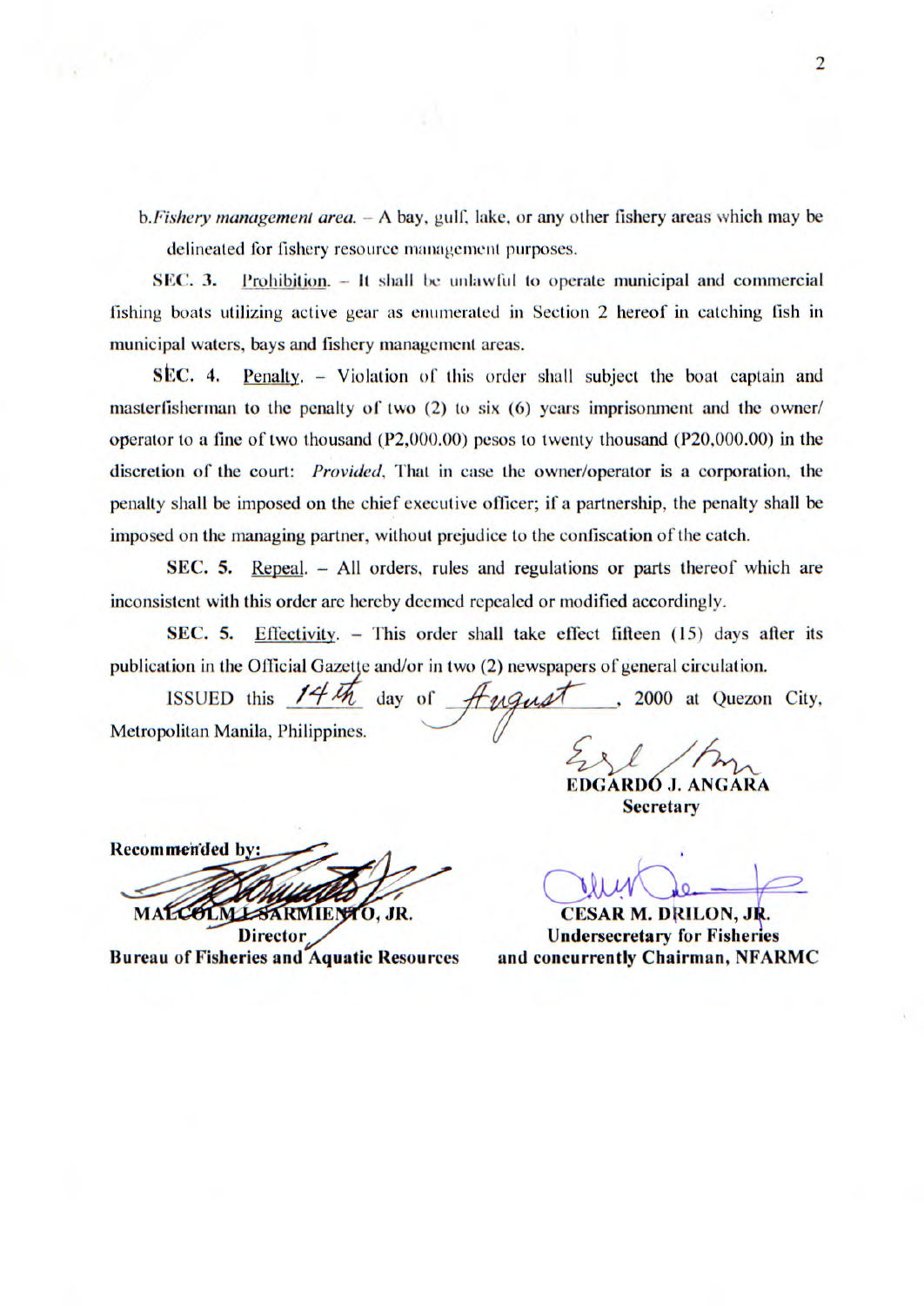b. *Fishery management area.* – A bay, gulf, lake, or any other fishery areas which may be delineated for fishery resource management purposes.

**SEC. 3.** Prohibition. – It shall be unlawful to operate municipal and commercial fishing boats utilizing active gear as enumerated in Section 2 hereof in catching fish in municipal waters, bays and fishery management areas.

**SEC. 4.** Penalty. – Violation of this order shall subject the boat captain and masterfisherman to the penalty of two (2) to six (6) years imprisonment and the owner/ operator to a fine of two thousand (P2,000.00) pesos to twenty thousand (P20,000.00) in the discretion of the court: *Provided*, That in case the owner/operator is a corporation, the penalty shall be imposed on the chief executive officer; if a partnership, the penalty shall be imposed on the managing partner, without prejudice to the confiscation of the catch.

**SEC. 5.** Repeal. – All orders, rules and regulations or parts thereof which are inconsistent with this order are hereby deemed repealed or modified accordingly.

**SEC. 5.** Effectivity. – This order shall take effect fifteen (15) days after its publication in the Official Gazette and/or in two (2) newspapers of general circulation.

ISSUED this 14th day of August, 2000 at Quezon City, Metropolitan Manila, Philippines.

**EDGARDO J. ANGARA**
**Secretary**

**Recommended by:**

**MALCOLM I. SARMIENTO, JR.**
**Director**
**Bureau of Fisheries and Aquatic Resources**

**CESAR M. DRILON, JR.**
**Undersecretary for Fisheries**
**and concurrently Chairman, NFARMC**